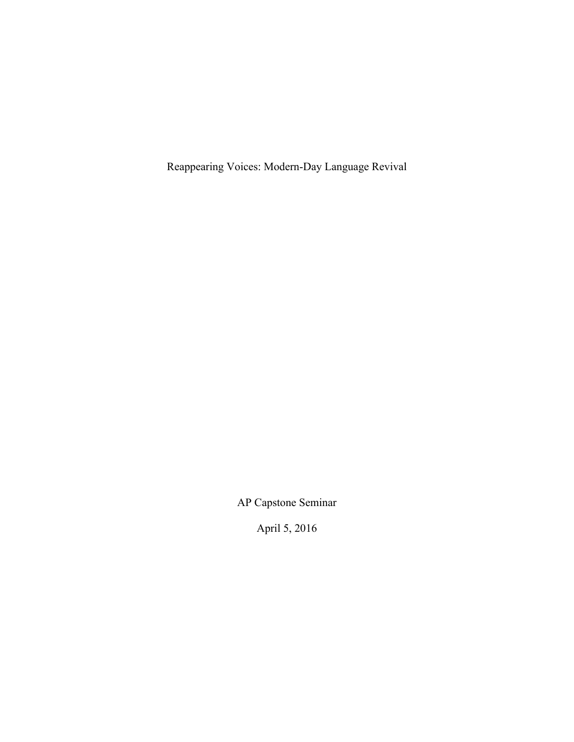# Reappearing Voices: Modern-Day Language Revival

AP Capstone Seminar

April 5, 2016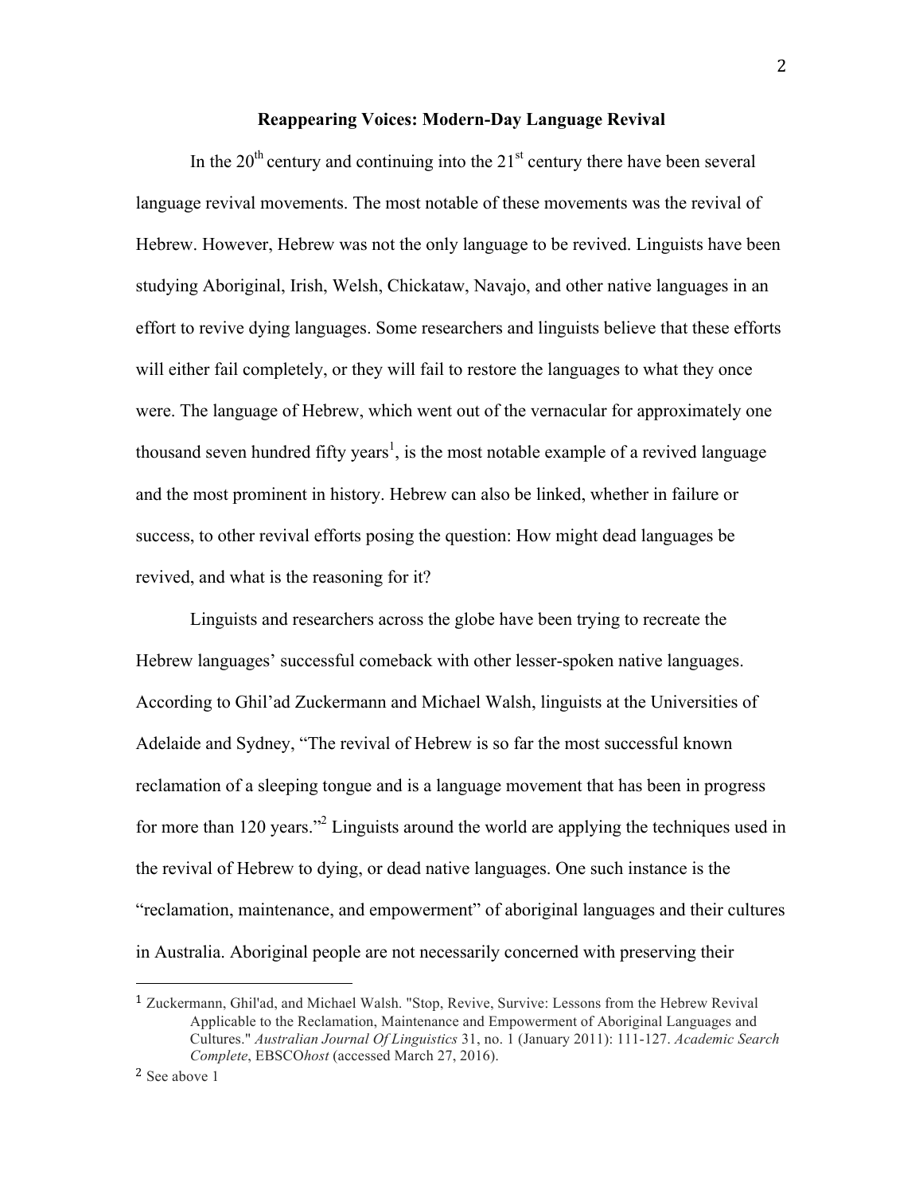**Reappearing Voices: Modern-Day Language Revival**

In the 20th century and continuing into the 21st century there have been several language revival movements. The most notable of these movements was the revival of Hebrew. However, Hebrew was not the only language to be revived. Linguists have been studying Aboriginal, Irish, Welsh, Chickataw, Navajo, and other native languages in an effort to revive dying languages. Some researchers and linguists believe that these efforts will either fail completely, or they will fail to restore the languages to what they once were. The language of Hebrew, which went out of the vernacular for approximately one thousand seven hundred fifty years[1], is the most notable example of a revived language and the most prominent in history. Hebrew can also be linked, whether in failure or success, to other revival efforts posing the question: How might dead languages be revived, and what is the reasoning for it?

Linguists and researchers across the globe have been trying to recreate the Hebrew languages' successful comeback with other lesser-spoken native languages. According to Ghil'ad Zuckermann and Michael Walsh, linguists at the Universities of Adelaide and Sydney, "The revival of Hebrew is so far the most successful known reclamation of a sleeping tongue and is a language movement that has been in progress for more than 120 years."[2] Linguists around the world are applying the techniques used in the revival of Hebrew to dying, or dead native languages. One such instance is the "reclamation, maintenance, and empowerment" of aboriginal languages and their cultures in Australia. Aboriginal people are not necessarily concerned with preserving their

---

[1] Zuckermann, Ghil'ad, and Michael Walsh. "Stop, Revive, Survive: Lessons from the Hebrew Revival Applicable to the Reclamation, Maintenance and Empowerment of Aboriginal Languages and Cultures." *Australian Journal Of Linguistics* 31, no. 1 (January 2011): 111-127. *Academic Search Complete*, EBSCO*host* (accessed March 27, 2016).

[2] See above 1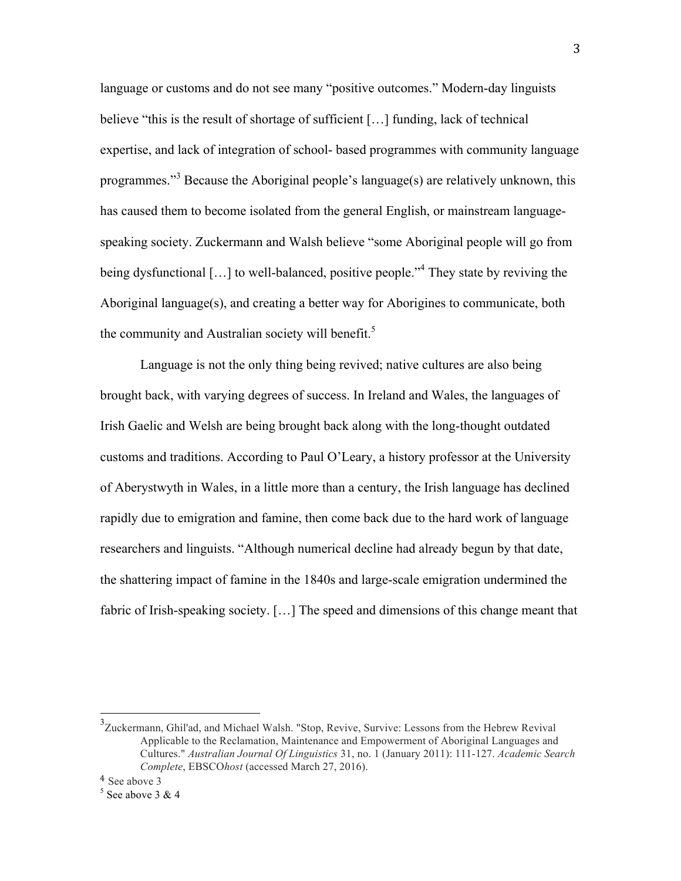language or customs and do not see many "positive outcomes." Modern-day linguists believe "this is the result of shortage of sufficient […] funding, lack of technical expertise, and lack of integration of school- based programmes with community language programmes."[3] Because the Aboriginal people's language(s) are relatively unknown, this has caused them to become isolated from the general English, or mainstream language-speaking society. Zuckermann and Walsh believe "some Aboriginal people will go from being dysfunctional […] to well-balanced, positive people."[4] They state by reviving the Aboriginal language(s), and creating a better way for Aborigines to communicate, both the community and Australian society will benefit.[5]

Language is not the only thing being revived; native cultures are also being brought back, with varying degrees of success. In Ireland and Wales, the languages of Irish Gaelic and Welsh are being brought back along with the long-thought outdated customs and traditions. According to Paul O'Leary, a history professor at the University of Aberystwyth in Wales, in a little more than a century, the Irish language has declined rapidly due to emigration and famine, then come back due to the hard work of language researchers and linguists. "Although numerical decline had already begun by that date, the shattering impact of famine in the 1840s and large-scale emigration undermined the fabric of Irish-speaking society. […] The speed and dimensions of this change meant that

---

[3] Zuckermann, Ghil'ad, and Michael Walsh. "Stop, Revive, Survive: Lessons from the Hebrew Revival Applicable to the Reclamation, Maintenance and Empowerment of Aboriginal Languages and Cultures." *Australian Journal Of Linguistics* 31, no. 1 (January 2011): 111-127. *Academic Search Complete*, EBSCO*host* (accessed March 27, 2016).

[4] See above 3

[5] See above 3 & 4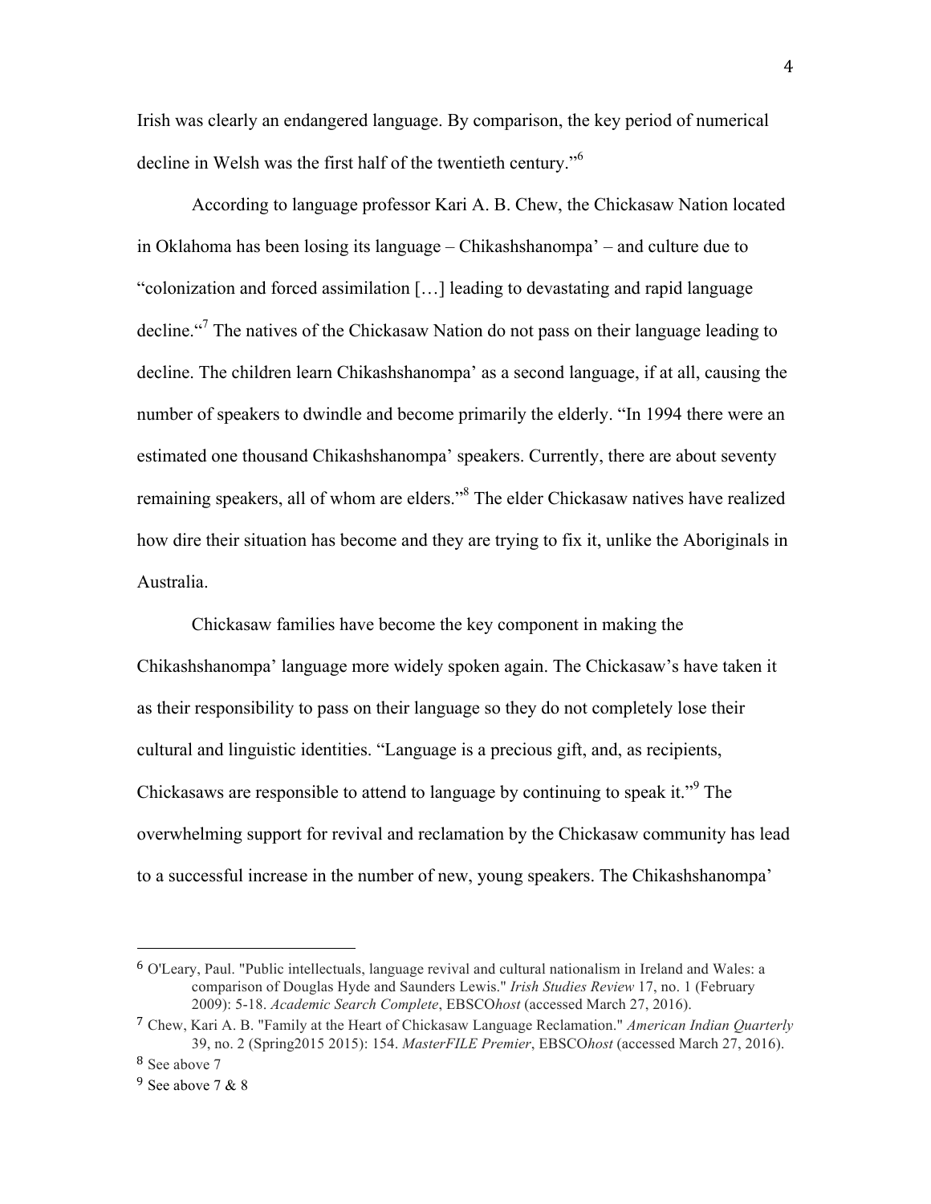Irish was clearly an endangered language. By comparison, the key period of numerical decline in Welsh was the first half of the twentieth century."[6]

According to language professor Kari A. B. Chew, the Chickasaw Nation located in Oklahoma has been losing its language – Chikashshanompa' – and culture due to "colonization and forced assimilation […] leading to devastating and rapid language decline."[7] The natives of the Chickasaw Nation do not pass on their language leading to decline. The children learn Chikashshanompa' as a second language, if at all, causing the number of speakers to dwindle and become primarily the elderly. "In 1994 there were an estimated one thousand Chikashshanompa' speakers. Currently, there are about seventy remaining speakers, all of whom are elders."[8] The elder Chickasaw natives have realized how dire their situation has become and they are trying to fix it, unlike the Aboriginals in Australia.

Chickasaw families have become the key component in making the Chikashshanompa' language more widely spoken again. The Chickasaw's have taken it as their responsibility to pass on their language so they do not completely lose their cultural and linguistic identities. "Language is a precious gift, and, as recipients, Chickasaws are responsible to attend to language by continuing to speak it."[9] The overwhelming support for revival and reclamation by the Chickasaw community has lead to a successful increase in the number of new, young speakers. The Chikashshanompa'

---

[6] O'Leary, Paul. "Public intellectuals, language revival and cultural nationalism in Ireland and Wales: a comparison of Douglas Hyde and Saunders Lewis." *Irish Studies Review* 17, no. 1 (February 2009): 5-18. *Academic Search Complete*, EBSCO*host* (accessed March 27, 2016).

[7] Chew, Kari A. B. "Family at the Heart of Chickasaw Language Reclamation." *American Indian Quarterly* 39, no. 2 (Spring2015 2015): 154. *MasterFILE Premier*, EBSCO*host* (accessed March 27, 2016).

[8] See above 7

[9] See above 7 & 8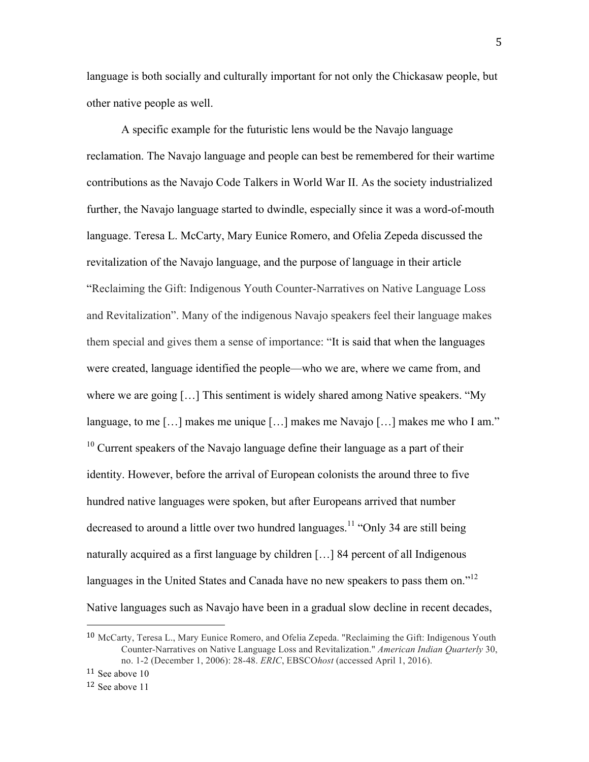language is both socially and culturally important for not only the Chickasaw people, but other native people as well.

A specific example for the futuristic lens would be the Navajo language reclamation. The Navajo language and people can best be remembered for their wartime contributions as the Navajo Code Talkers in World War II. As the society industrialized further, the Navajo language started to dwindle, especially since it was a word-of-mouth language. Teresa L. McCarty, Mary Eunice Romero, and Ofelia Zepeda discussed the revitalization of the Navajo language, and the purpose of language in their article "Reclaiming the Gift: Indigenous Youth Counter-Narratives on Native Language Loss and Revitalization". Many of the indigenous Navajo speakers feel their language makes them special and gives them a sense of importance: "It is said that when the languages were created, language identified the people—who we are, where we came from, and where we are going […] This sentiment is widely shared among Native speakers. "My language, to me […] makes me unique […] makes me Navajo […] makes me who I am." [10] Current speakers of the Navajo language define their language as a part of their identity. However, before the arrival of European colonists the around three to five hundred native languages were spoken, but after Europeans arrived that number decreased to around a little over two hundred languages.[11] "Only 34 are still being naturally acquired as a first language by children […] 84 percent of all Indigenous languages in the United States and Canada have no new speakers to pass them on."[12] Native languages such as Navajo have been in a gradual slow decline in recent decades,

---

[10] McCarty, Teresa L., Mary Eunice Romero, and Ofelia Zepeda. "Reclaiming the Gift: Indigenous Youth Counter-Narratives on Native Language Loss and Revitalization." *American Indian Quarterly* 30, no. 1-2 (December 1, 2006): 28-48. *ERIC*, EBSCO*host* (accessed April 1, 2016).

[11] See above 10

[12] See above 11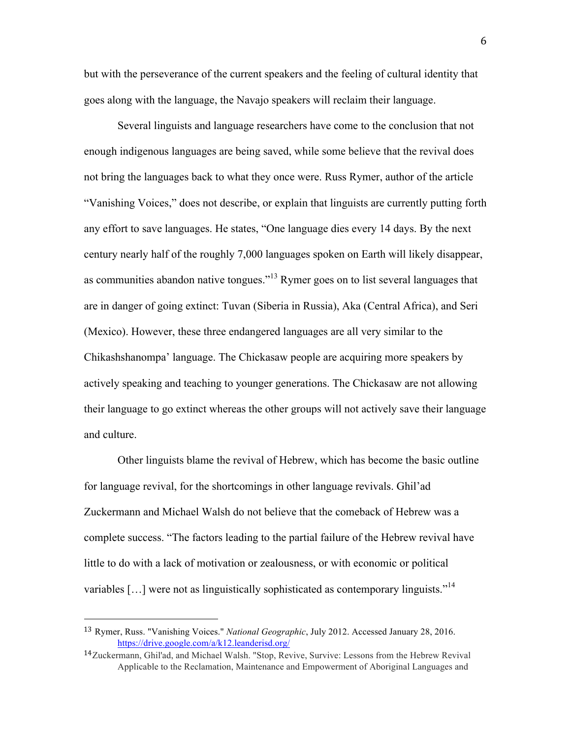but with the perseverance of the current speakers and the feeling of cultural identity that goes along with the language, the Navajo speakers will reclaim their language.

Several linguists and language researchers have come to the conclusion that not enough indigenous languages are being saved, while some believe that the revival does not bring the languages back to what they once were. Russ Rymer, author of the article "Vanishing Voices," does not describe, or explain that linguists are currently putting forth any effort to save languages. He states, "One language dies every 14 days. By the next century nearly half of the roughly 7,000 languages spoken on Earth will likely disappear, as communities abandon native tongues."[13] Rymer goes on to list several languages that are in danger of going extinct: Tuvan (Siberia in Russia), Aka (Central Africa), and Seri (Mexico). However, these three endangered languages are all very similar to the Chikashshanompa' language. The Chickasaw people are acquiring more speakers by actively speaking and teaching to younger generations. The Chickasaw are not allowing their language to go extinct whereas the other groups will not actively save their language and culture.

Other linguists blame the revival of Hebrew, which has become the basic outline for language revival, for the shortcomings in other language revivals. Ghil'ad Zuckermann and Michael Walsh do not believe that the comeback of Hebrew was a complete success. "The factors leading to the partial failure of the Hebrew revival have little to do with a lack of motivation or zealousness, or with economic or political variables […] were not as linguistically sophisticated as contemporary linguists."[14]

---

[13] Rymer, Russ. "Vanishing Voices." *National Geographic*, July 2012. Accessed January 28, 2016. https://drive.google.com/a/k12.leanderisd.org/

[14] Zuckermann, Ghil'ad, and Michael Walsh. "Stop, Revive, Survive: Lessons from the Hebrew Revival Applicable to the Reclamation, Maintenance and Empowerment of Aboriginal Languages and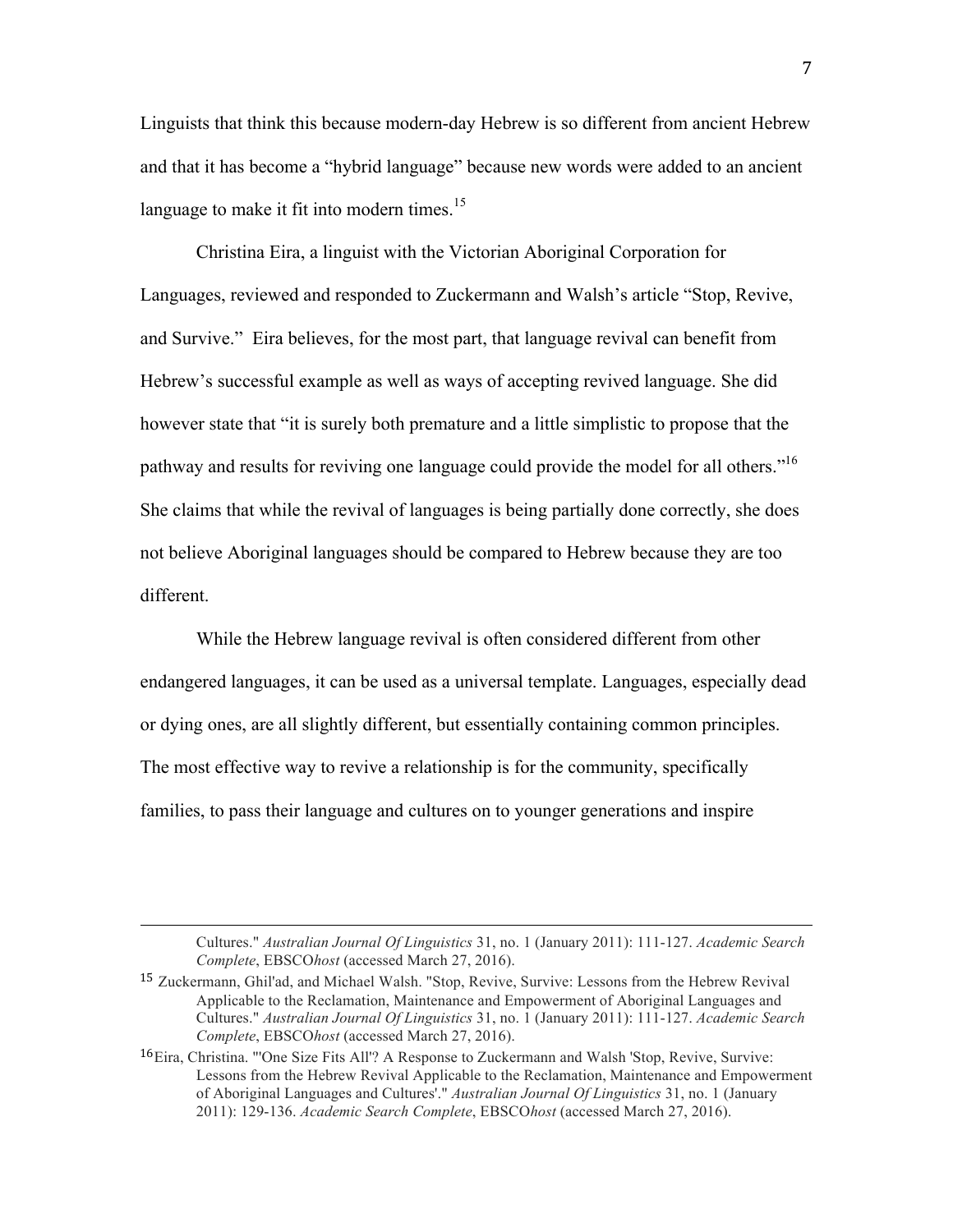Linguists that think this because modern-day Hebrew is so different from ancient Hebrew and that it has become a "hybrid language" because new words were added to an ancient language to make it fit into modern times.[15]

Christina Eira, a linguist with the Victorian Aboriginal Corporation for Languages, reviewed and responded to Zuckermann and Walsh's article "Stop, Revive, and Survive." Eira believes, for the most part, that language revival can benefit from Hebrew's successful example as well as ways of accepting revived language. She did however state that "it is surely both premature and a little simplistic to propose that the pathway and results for reviving one language could provide the model for all others."[16] She claims that while the revival of languages is being partially done correctly, she does not believe Aboriginal languages should be compared to Hebrew because they are too different.

While the Hebrew language revival is often considered different from other endangered languages, it can be used as a universal template. Languages, especially dead or dying ones, are all slightly different, but essentially containing common principles. The most effective way to revive a relationship is for the community, specifically families, to pass their language and cultures on to younger generations and inspire

---

Cultures." *Australian Journal Of Linguistics* 31, no. 1 (January 2011): 111-127. *Academic Search Complete*, EBSCO*host* (accessed March 27, 2016).

[15] Zuckermann, Ghil'ad, and Michael Walsh. "Stop, Revive, Survive: Lessons from the Hebrew Revival Applicable to the Reclamation, Maintenance and Empowerment of Aboriginal Languages and Cultures." *Australian Journal Of Linguistics* 31, no. 1 (January 2011): 111-127. *Academic Search Complete*, EBSCO*host* (accessed March 27, 2016).

[16] Eira, Christina. "'One Size Fits All'? A Response to Zuckermann and Walsh 'Stop, Revive, Survive: Lessons from the Hebrew Revival Applicable to the Reclamation, Maintenance and Empowerment of Aboriginal Languages and Cultures'." *Australian Journal Of Linguistics* 31, no. 1 (January 2011): 129-136. *Academic Search Complete*, EBSCO*host* (accessed March 27, 2016).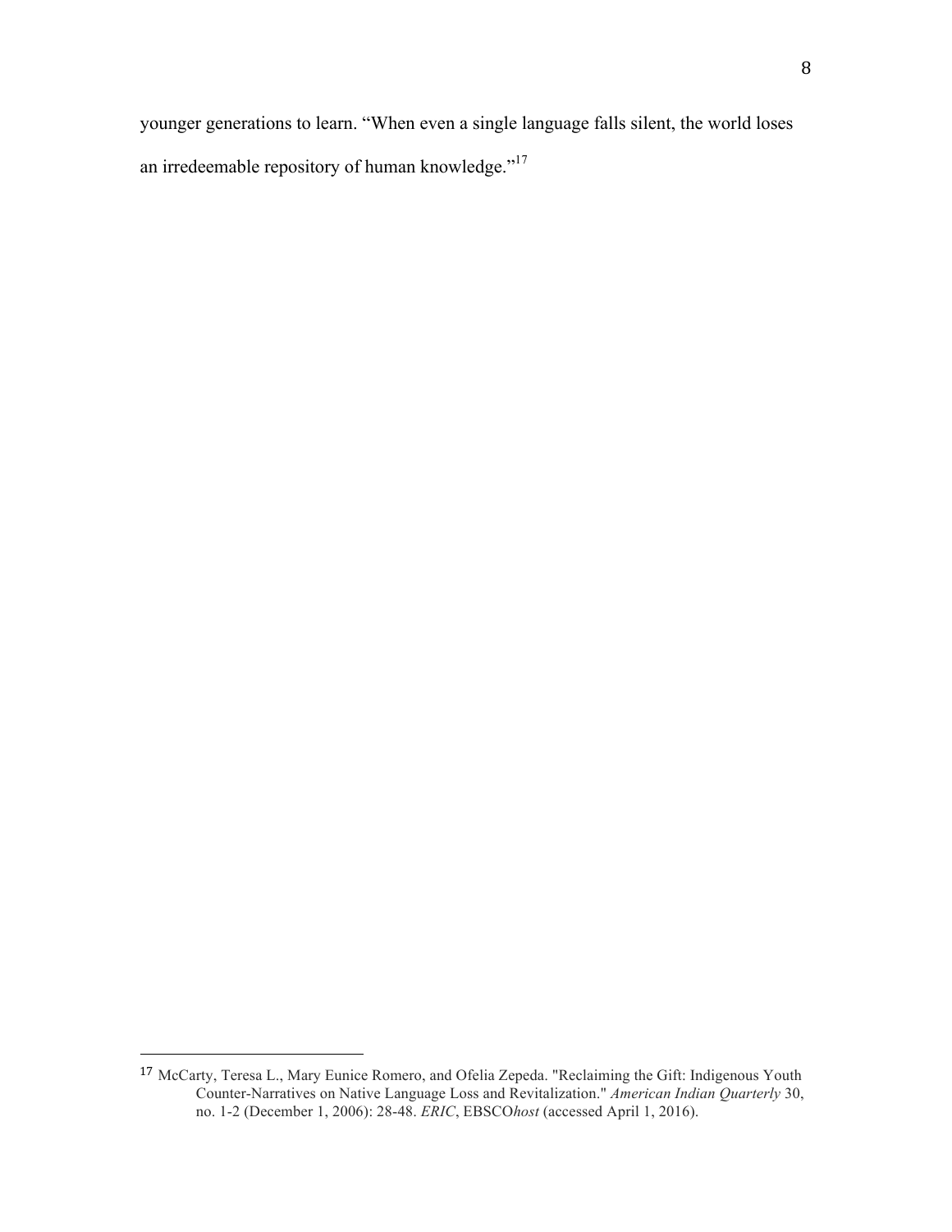younger generations to learn. “When even a single language falls silent, the world loses an irredeemable repository of human knowledge.”[17]

---

[17] McCarty, Teresa L., Mary Eunice Romero, and Ofelia Zepeda. "Reclaiming the Gift: Indigenous Youth Counter-Narratives on Native Language Loss and Revitalization." *American Indian Quarterly* 30, no. 1-2 (December 1, 2006): 28-48. *ERIC*, EBSCO*host* (accessed April 1, 2016).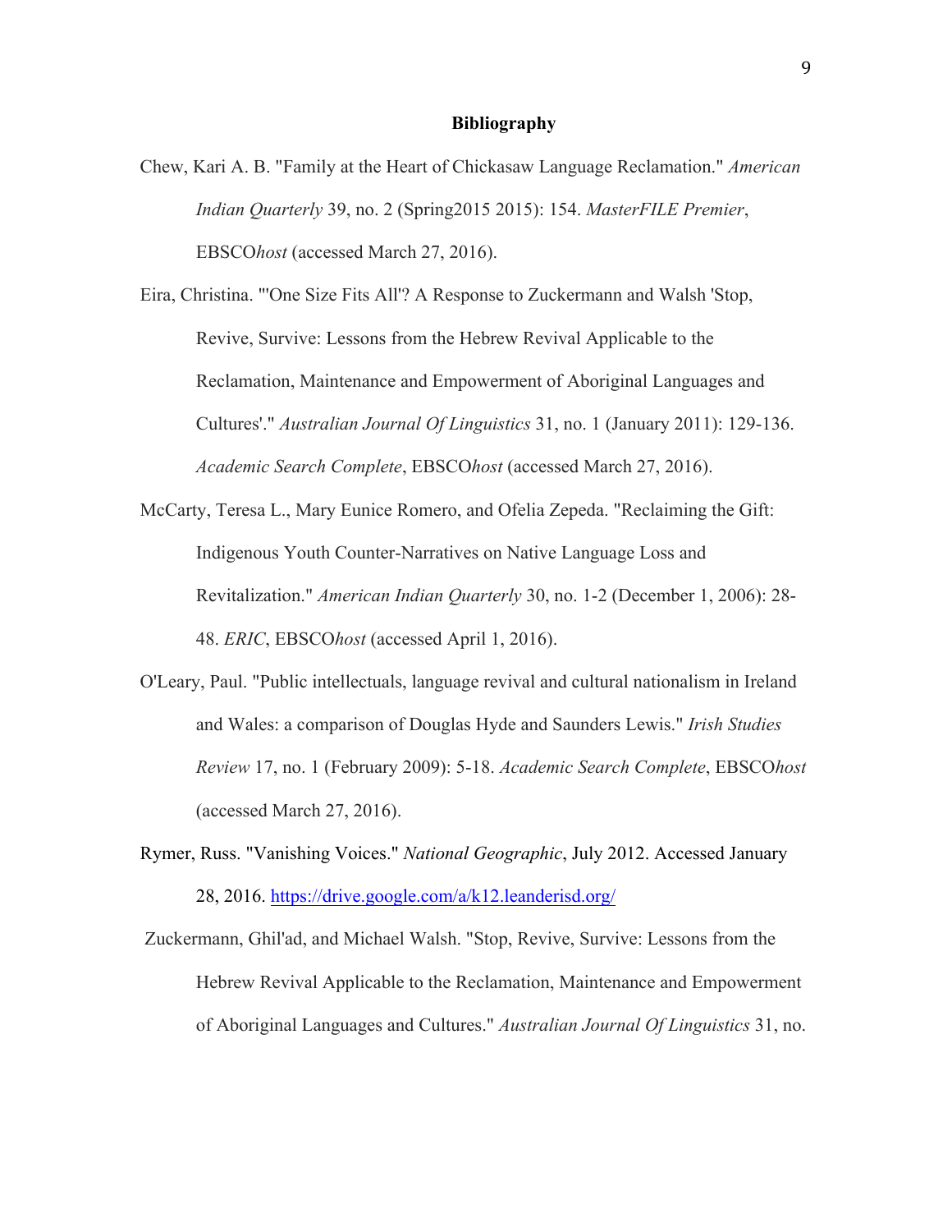# Bibliography

Chew, Kari A. B. "Family at the Heart of Chickasaw Language Reclamation." *American Indian Quarterly* 39, no. 2 (Spring2015 2015): 154. *MasterFILE Premier*, EBSCO*host* (accessed March 27, 2016).

Eira, Christina. "'One Size Fits All'? A Response to Zuckermann and Walsh 'Stop, Revive, Survive: Lessons from the Hebrew Revival Applicable to the Reclamation, Maintenance and Empowerment of Aboriginal Languages and Cultures'." *Australian Journal Of Linguistics* 31, no. 1 (January 2011): 129-136. *Academic Search Complete*, EBSCO*host* (accessed March 27, 2016).

McCarty, Teresa L., Mary Eunice Romero, and Ofelia Zepeda. "Reclaiming the Gift: Indigenous Youth Counter-Narratives on Native Language Loss and Revitalization." *American Indian Quarterly* 30, no. 1-2 (December 1, 2006): 28-48. *ERIC*, EBSCO*host* (accessed April 1, 2016).

O'Leary, Paul. "Public intellectuals, language revival and cultural nationalism in Ireland and Wales: a comparison of Douglas Hyde and Saunders Lewis." *Irish Studies Review* 17, no. 1 (February 2009): 5-18. *Academic Search Complete*, EBSCO*host* (accessed March 27, 2016).

Rymer, Russ. "Vanishing Voices." *National Geographic*, July 2012. Accessed January 28, 2016. https://drive.google.com/a/k12.leanderisd.org/

Zuckermann, Ghil'ad, and Michael Walsh. "Stop, Revive, Survive: Lessons from the Hebrew Revival Applicable to the Reclamation, Maintenance and Empowerment of Aboriginal Languages and Cultures." *Australian Journal Of Linguistics* 31, no.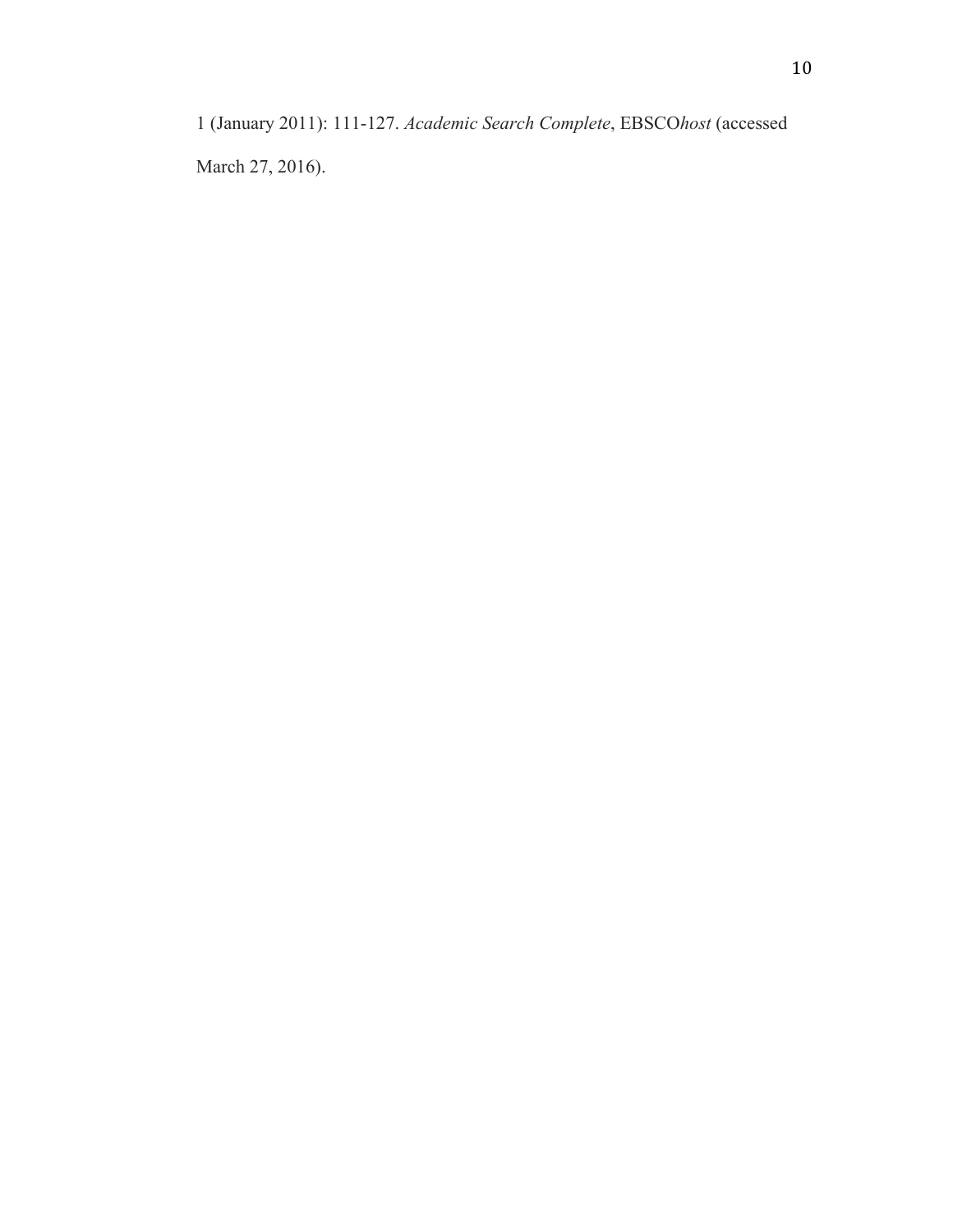1 (January 2011): 111-127. *Academic Search Complete*, EBSCO*host* (accessed March 27, 2016).